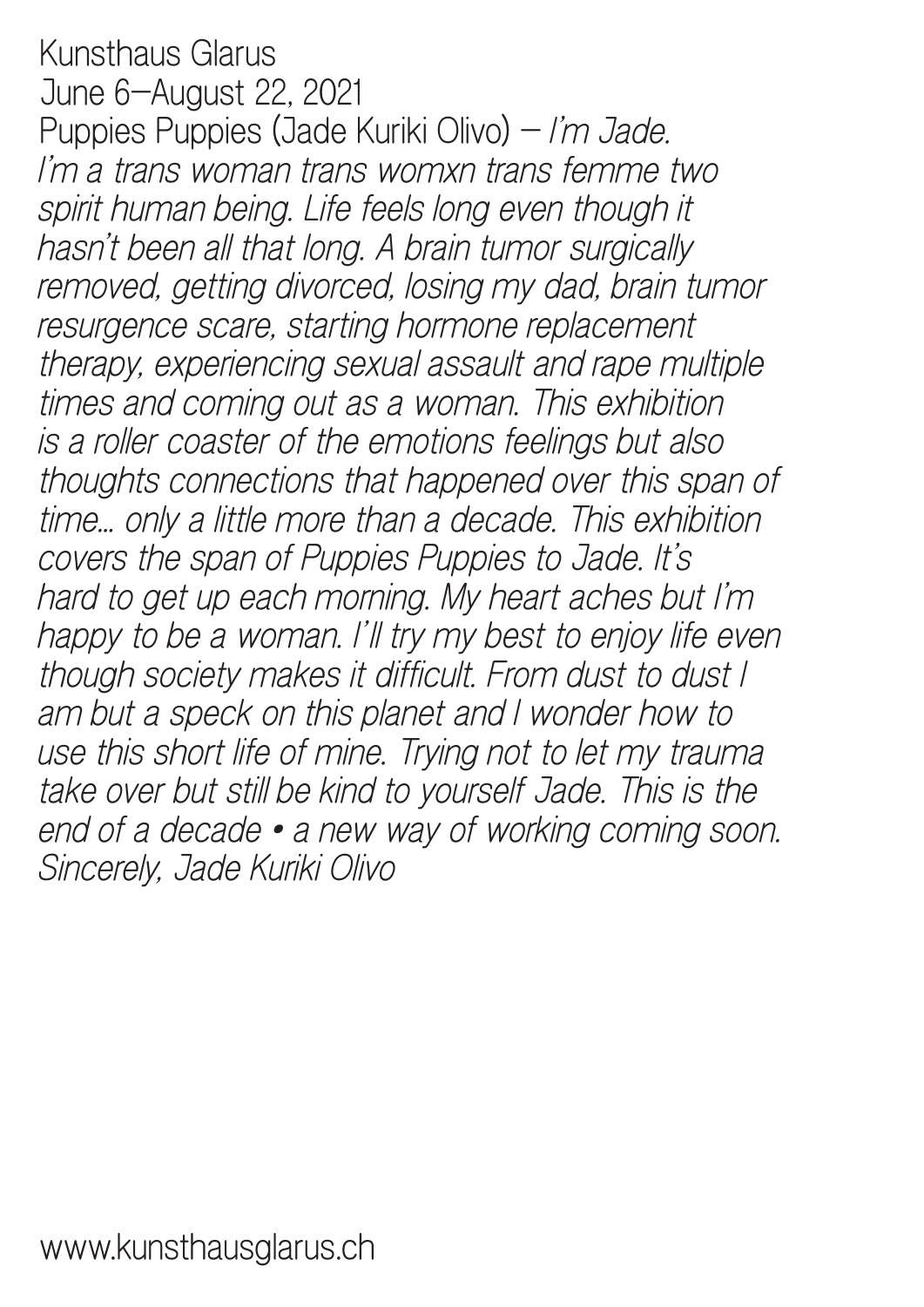Kunsthaus Glarus
June 6–August 22, 2021
Puppies Puppies (Jade Kuriki Olivo) – *I'm Jade. I'm a trans woman trans womxn trans femme two spirit human being. Life feels long even though it hasn't been all that long. A brain tumor surgically removed, getting divorced, losing my dad, brain tumor resurgence scare, starting hormone replacement therapy, experiencing sexual assault and rape multiple times and coming out as a woman. This exhibition is a roller coaster of the emotions feelings but also thoughts connections that happened over this span of time... only a little more than a decade. This exhibition covers the span of Puppies Puppies to Jade. It's hard to get up each morning. My heart aches but I'm happy to be a woman. I'll try my best to enjoy life even though society makes it difficult. From dust to dust I am but a speck on this planet and I wonder how to use this short life of mine. Trying not to let my trauma take over but still be kind to yourself Jade. This is the end of a decade • a new way of working coming soon. Sincerely, Jade Kuriki Olivo*

www.kunsthausglarus.ch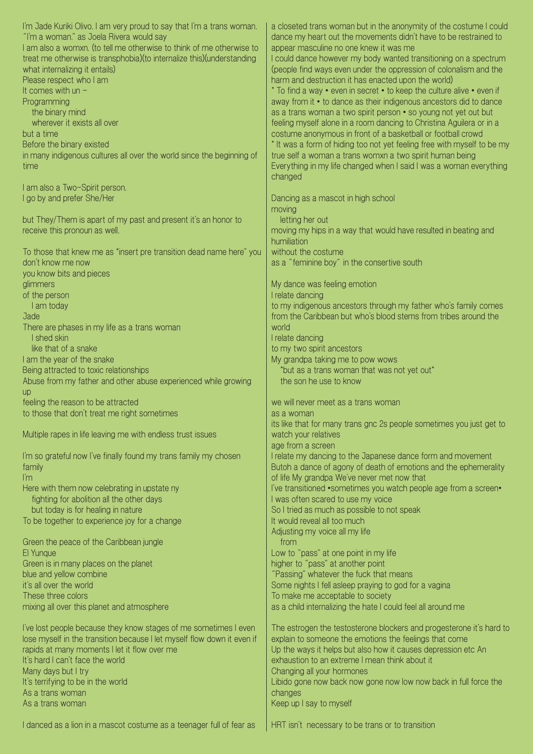I'm Jade Kuriki Olivo. I am very proud to say that I'm a trans woman. "I'm a woman." as Joela Rivera would say

I am also a womxn. (to tell me otherwise to think of me otherwise to treat me otherwise is transphobia)(to internalize this)(understanding what internalizing it entails)

Please respect who I am

It comes with un –

Programming

the binary mind

wherever it exists all over

but a time

Before the binary existed

in many indigenous cultures all over the world since the beginning of time

I am also a Two-Spirit person.

I go by and prefer She/Her

but They/Them is apart of my past and present it's an honor to receive this pronoun as well.

To those that knew me as *insert pre transition dead name here* you don't know me now

you know bits and pieces

glimmers

of the person

I am today

Jade

There are phases in my life as a trans woman

I shed skin

like that of a snake

I am the year of the snake

Being attracted to toxic relationships

Abuse from my father and other abuse experienced while growing up

feeling the reason to be attracted

to those that don't treat me right sometimes

Multiple rapes in life leaving me with endless trust issues

I'm so grateful now I've finally found my trans family my chosen family

I'm

Here with them now celebrating in upstate ny

fighting for abolition all the other days

but today is for healing in nature

To be together to experience joy for a change

Green the peace of the Caribbean jungle

El Yunque

Green is in many places on the planet

blue and yellow combine

it's all over the world

These three colors

mixing all over this planet and atmosphere

I've lost people because they know stages of me sometimes I even lose myself in the transition because I let myself flow down it even if rapids at many moments I let it flow over me

It's hard I can't face the world

Many days but I try

It's terrifying to be in the world

As a trans woman

As a trans woman

I danced as a lion in a mascot costume as a teenager full of fear as a closeted trans woman but in the anonymity of the costume I could dance my heart out the movements didn't have to be restrained to appear masculine no one knew it was me

I could dance however my body wanted transitioning on a spectrum (people find ways even under the oppression of colonialism and the harm and destruction it has enacted upon the world)

* To find a way • even in secret • to keep the culture alive • even if away from it • to dance as their indigenous ancestors did to dance as a trans woman a two spirit person • so young not yet out but feeling myself alone in a room dancing to Christina Aguilera or in a costume anonymous in front of a basketball or football crowd

* It was a form of hiding too not yet feeling free with myself to be my true self a woman a trans womxn a two spirit human being

Everything in my life changed when I said I was a woman everything changed

Dancing as a mascot in high school

moving

letting her out

moving my hips in a way that would have resulted in beating and humiliation

without the costume

as a "feminine boy" in the consertive south

My dance was feeling emotion

I relate dancing

to my indigenous ancestors through my father who's family comes from the Caribbean but who's blood stems from tribes around the world

I relate dancing

to my two spirit ancestors

My grandpa taking me to pow wows

*but as a trans woman that was not yet out*

the son he use to know

we will never meet as a trans woman

as a woman

its like that for many trans gnc 2s people sometimes you just get to watch your relatives

age from a screen

I relate my dancing to the Japanese dance form and movement

Butoh a dance of agony of death of emotions and the ephemerality of life My grandpa We've never met now that

I've transitioned •sometimes you watch people age from a screen•

I was often scared to use my voice

So I tried as much as possible to not speak

It would reveal all too much

Adjusting my voice all my life

from

Low to "pass" at one point in my life

higher to "pass" at another point

"Passing" whatever the fuck that means

Some nights I fell asleep praying to god for a vagina

To make me acceptable to society

as a child internalizing the hate I could feel all around me

The estrogen the testosterone blockers and progesterone it's hard to explain to someone the emotions the feelings that come

Up the ways it helps but also how it causes depression etc An exhaustion to an extreme I mean think about it

Changing all your hormones

Libido gone now back now gone now low now back in full force the changes

Keep up I say to myself

HRT isn't necessary to be trans or to transition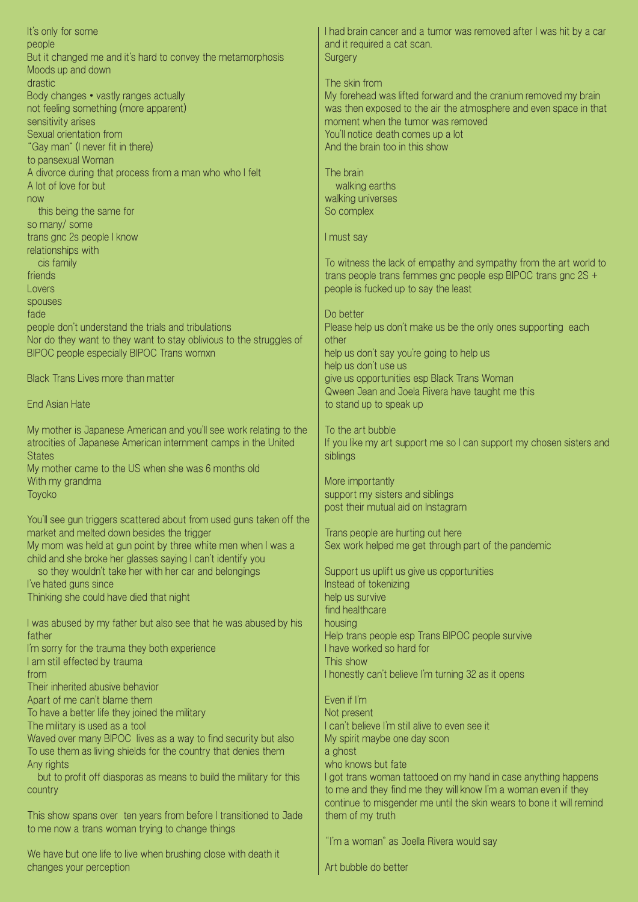It's only for some
people
But it changed me and it's hard to convey the metamorphosis
Moods up and down
drastic
Body changes • vastly ranges actually
not feeling something (more apparent)
sensitivity arises
Sexual orientation from
"Gay man" (I never fit in there)
to pansexual Woman
A divorce during that process from a man who who I felt
A lot of love for but
now
this being the same for
so many/ some
trans gnc 2s people I know
relationships with
cis family
friends
Lovers
spouses
fade
people don't understand the trials and tribulations
Nor do they want to they want to stay oblivious to the struggles of BIPOC people especially BIPOC Trans womxn

Black Trans Lives more than matter

End Asian Hate

My mother is Japanese American and you'll see work relating to the atrocities of Japanese American internment camps in the United States
My mother came to the US when she was 6 months old
With my grandma
Toyoko

You'll see gun triggers scattered about from used guns taken off the market and melted down besides the trigger
My mom was held at gun point by three white men when I was a child and she broke her glasses saying I can't identify you
so they wouldn't take her with her car and belongings
I've hated guns since
Thinking she could have died that night

I was abused by my father but also see that he was abused by his father
I'm sorry for the trauma they both experience
I am still effected by trauma
from
Their inherited abusive behavior
Apart of me can't blame them
To have a better life they joined the military
The military is used as a tool
Waved over many BIPOC lives as a way to find security but also
To use them as living shields for the country that denies them
Any rights
but to profit off diasporas as means to build the military for this country

This show spans over ten years from before I transitioned to Jade to me now a trans woman trying to change things

We have but one life to live when brushing close with death it changes your perception

I had brain cancer and a tumor was removed after I was hit by a car and it required a cat scan.
Surgery

The skin from
My forehead was lifted forward and the cranium removed my brain was then exposed to the air the atmosphere and even space in that moment when the tumor was removed
You'll notice death comes up a lot
And the brain too in this show

The brain
walking earths
walking universes
So complex

I must say

To witness the lack of empathy and sympathy from the art world to trans people trans femmes gnc people esp BIPOC trans gnc 2S + people is fucked up to say the least

Do better
Please help us don't make us be the only ones supporting each other
help us don't say you're going to help us
help us don't use us
give us opportunities esp Black Trans Woman
Qween Jean and Joela Rivera have taught me this
to stand up to speak up

To the art bubble
If you like my art support me so I can support my chosen sisters and siblings

More importantly
support my sisters and siblings
post their mutual aid on Instagram

Trans people are hurting out here
Sex work helped me get through part of the pandemic

Support us uplift us give us opportunities
Instead of tokenizing
help us survive
find healthcare
housing
Help trans people esp Trans BIPOC people survive
I have worked so hard for
This show
I honestly can't believe I'm turning 32 as it opens

Even if I'm
Not present
I can't believe I'm still alive to even see it
My spirit maybe one day soon
a ghost
who knows but fate
I got trans woman tattooed on my hand in case anything happens to me and they find me they will know I'm a woman even if they continue to misgender me until the skin wears to bone it will remind them of my truth

"I'm a woman" as Joella Rivera would say

Art bubble do better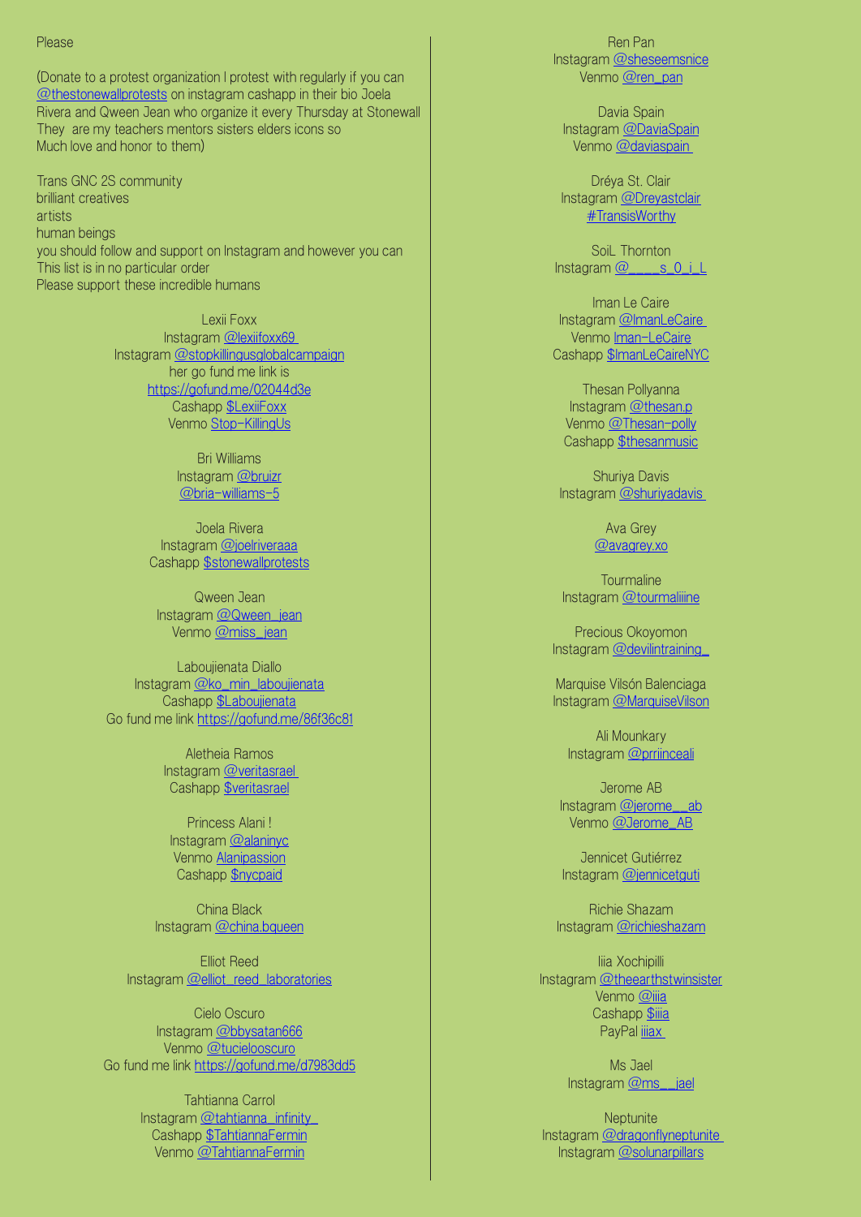Please

(Donate to a protest organization I protest with regularly if you can @thestonewallprotests on instagram cashapp in their bio Joela Rivera and Qween Jean who organize it every Thursday at Stonewall They  are my teachers mentors sisters elders icons so Much love and honor to them)

Trans GNC 2S community
brilliant creatives
artists
human beings
you should follow and support on Instagram and however you can
This list is in no particular order
Please support these incredible humans

Lexii Foxx
Instagram @lexiifoxx69
Instagram @stopkillingusglobalcampaign
her go fund me link is
https://gofund.me/02044d3e
Cashapp $LexiiFoxx
Venmo Stop-KillingUs

Bri Williams
Instagram @bruizr
@bria-williams-5

Joela Rivera
Instagram @joelriveraaa
Cashapp $stonewallprotests

Qween Jean
Instagram @Qween_jean
Venmo @miss_jean

Laboujienata Diallo
Instagram @ko_min_laboujienata
Cashapp $Laboujienata
Go fund me link https://gofund.me/86f36c81

Aletheia Ramos
Instagram @veritasrael
Cashapp $veritasrael

Princess Alani !
Instagram @alaninyc
Venmo Alanipassion
Cashapp $nycpaid

China Black
Instagram @china.bqueen

Elliot Reed
Instagram @elliot_reed_laboratories

Cielo Oscuro
Instagram @bbysatan666
Venmo @tucielooscuro
Go fund me link https://gofund.me/d7983dd5

Tahtianna Carrol
Instagram @tahtianna_infinity_
Cashapp $TahtiannaFermin
Venmo @TahtiannaFermin

Ren Pan
Instagram @sheseemsnice
Venmo @ren_pan

Davia Spain
Instagram @DaviaSpain
Venmo @daviaspain

Dréya St. Clair
Instagram @Dreyastclair
#TransisWorthy

SoiL Thornton
Instagram @____s_0_i_L

Iman Le Caire
Instagram @ImanLeCaire
Venmo Iman-LeCaire
Cashapp $ImanLeCaireNYC

Thesan Pollyanna
Instagram @thesan.p
Venmo @Thesan-polly
Cashapp $thesanmusic

Shuriya Davis
Instagram @shuriyadavis

Ava Grey
@avagrey.xo

Tourmaline
Instagram @tourmaliiine

Precious Okoyomon
Instagram @devilintraining_

Marquise Vilsón Balenciaga
Instagram @MarquiseVilson

Ali Mounkary
Instagram @prriinceali

Jerome AB
Instagram @jerome__ab
Venmo @Jerome_AB

Jennicet Gutiérrez
Instagram @jennicetguti

Richie Shazam
Instagram @richieshazam

Iiia Xochipilli
Instagram @theearthstwinsister
Venmo @iiia
Cashapp $iiia
PayPal iiiax

Ms Jael
Instagram @ms__jael

Neptunite
Instagram @dragonflyneptunite
Instagram @solunarpillars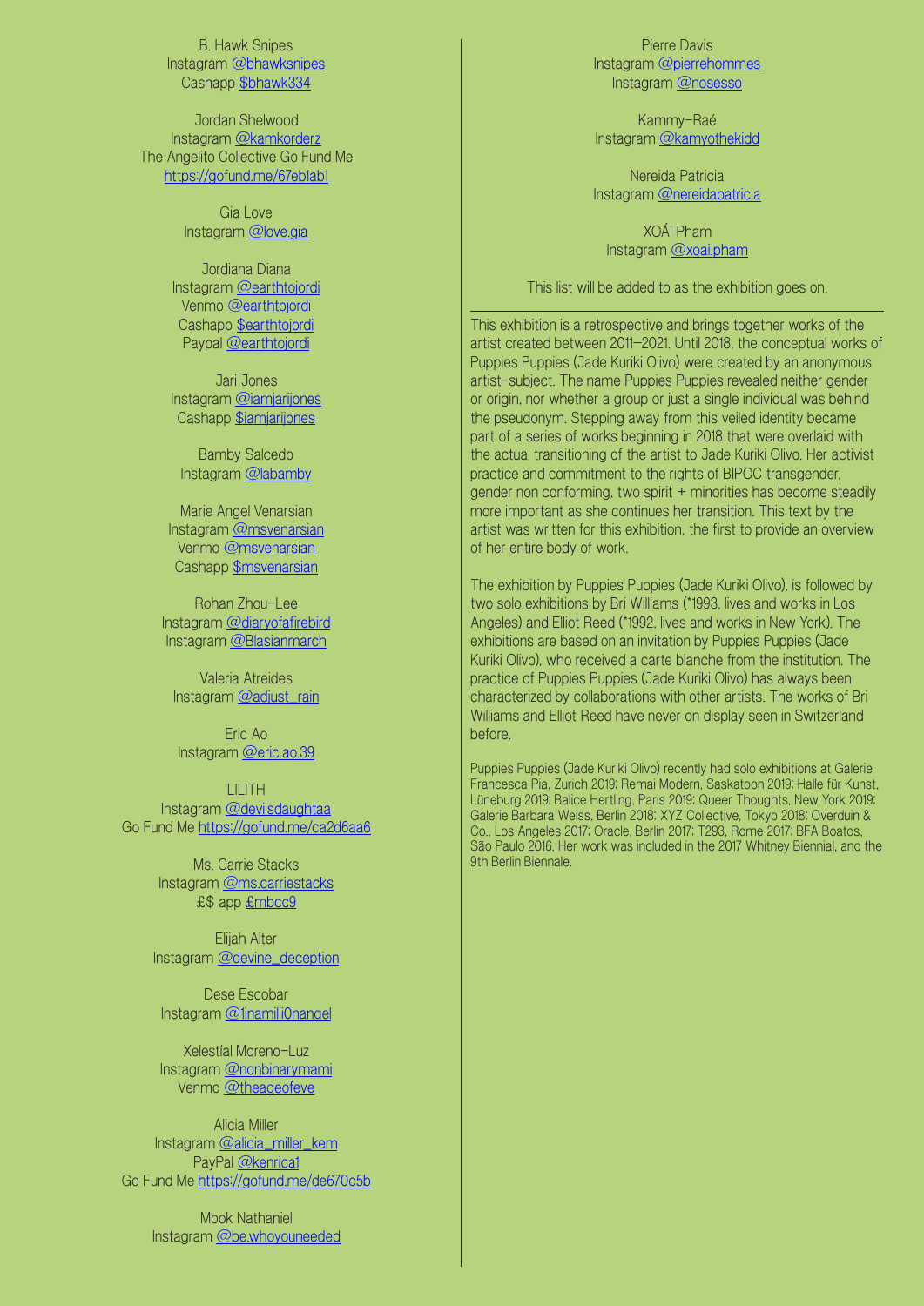B. Hawk Snipes
Instagram @bhawksnipes
Cashapp $bhawk334

Jordan Shelwood
Instagram @kamkorderz
The Angelito Collective Go Fund Me
https://gofund.me/67eb1ab1

Gia Love
Instagram @love.gia

Jordiana Diana
Instagram @earthtojordi
Venmo @earthtojordi
Cashapp $earthtojordi
Paypal @earthtojordi

Jari Jones
Instagram @iamjarijones
Cashapp $iamjarijones

Bamby Salcedo
Instagram @labamby

Marie Angel Venarsian
Instagram @msvenarsian
Venmo @msvenarsian
Cashapp $msvenarsian

Rohan Zhou-Lee
Instagram @diaryofafirebird
Instagram @Blasianmarch

Valeria Atreides
Instagram @adjust_rain

Eric Ao
Instagram @eric.ao.39

LILITH
Instagram @devilsdaughtaa
Go Fund Me https://gofund.me/ca2d6aa6

Ms. Carrie Stacks
Instagram @ms.carriestacks
£$ app £mbcc9

Elijah Alter
Instagram @devine_deception

Dese Escobar
Instagram @1inamilli0nangel

Xelestíal Moreno-Luz
Instagram @nonbinarymami
Venmo @theageofeve

Alicia Miller
Instagram @alicia_miller_kem
PayPal @kenrica1
Go Fund Me https://gofund.me/de670c5b

Mook Nathaniel
Instagram @be.whoyouneeded

Pierre Davis
Instagram @pierrehommes
Instagram @nosesso

Kammy-Raé
Instagram @kamyothekidd

Nereida Patricia
Instagram @nereidapatricia

XOÁI Pham
Instagram @xoai.pham

This list will be added to as the exhibition goes on.

---

This exhibition is a retrospective and brings together works of the artist created between 2011–2021. Until 2018, the conceptual works of Puppies Puppies (Jade Kuriki Olivo) were created by an anonymous artist-subject. The name Puppies Puppies revealed neither gender or origin, nor whether a group or just a single individual was behind the pseudonym. Stepping away from this veiled identity became part of a series of works beginning in 2018 that were overlaid with the actual transitioning of the artist to Jade Kuriki Olivo. Her activist practice and commitment to the rights of BIPOC transgender, gender non conforming, two spirit + minorities has become steadily more important as she continues her transition. This text by the artist was written for this exhibition, the first to provide an overview of her entire body of work.

The exhibition by Puppies Puppies (Jade Kuriki Olivo), is followed by two solo exhibitions by Bri Williams (*1993, lives and works in Los Angeles) and Elliot Reed (*1992, lives and works in New York). The exhibitions are based on an invitation by Puppies Puppies (Jade Kuriki Olivo), who received a carte blanche from the institution. The practice of Puppies Puppies (Jade Kuriki Olivo) has always been characterized by collaborations with other artists. The works of Bri Williams and Elliot Reed have never on display seen in Switzerland before.

Puppies Puppies (Jade Kuriki Olivo) recently had solo exhibitions at Galerie Francesca Pia, Zurich 2019; Remai Modern, Saskatoon 2019; Halle für Kunst, Lüneburg 2019; Balice Hertling, Paris 2019; Queer Thoughts, New York 2019; Galerie Barbara Weiss, Berlin 2018; XYZ Collective, Tokyo 2018; Overduin & Co., Los Angeles 2017; Oracle, Berlin 2017; T293, Rome 2017; BFA Boatos, São Paulo 2016. Her work was included in the 2017 Whitney Biennial, and the 9th Berlin Biennale.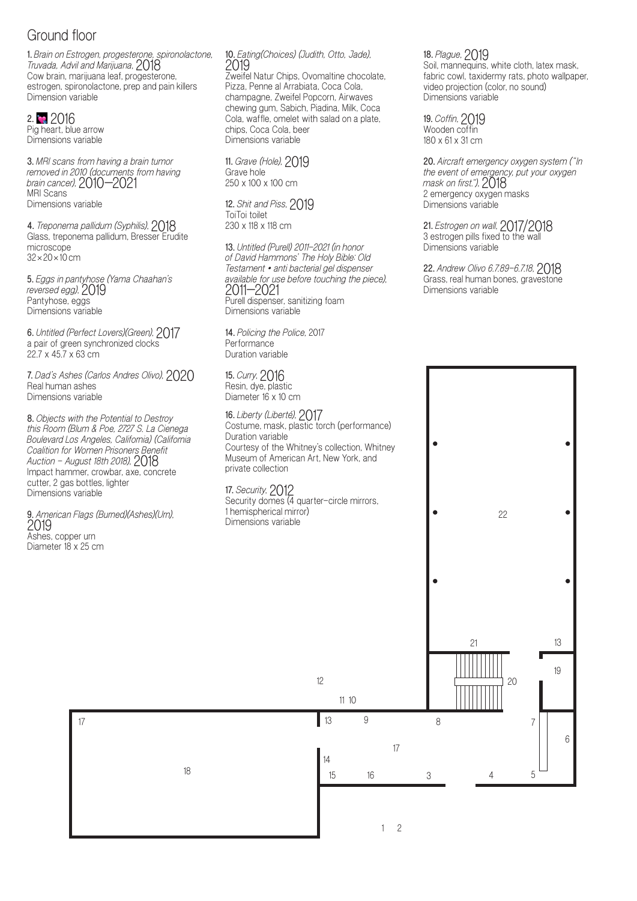# Ground floor

**1.** *Brain on Estrogen, progesterone, spironolactone, Truvada, Advil and Marijuana*, 2018
Cow brain, marijuana leaf, progesterone, estrogen, spironolactone, prep and pain killers
Dimension variable

**2.** 💘 2016
Pig heart, blue arrow
Dimensions variable

**3.** *MRI scans from having a brain tumor removed in 2010 (documents from having brain cancer)*, 2010—2021
MRI Scans
Dimensions variable

**4.** *Treponema pallidum (Syphilis)*, 2018
Glass, treponema pallidum, Bresser Erudite microscope
32 × 20 × 10 cm

**5.** *Eggs in pantyhose (Yama Chaahan's reversed egg)*, 2019
Pantyhose, eggs
Dimensions variable

**6.** *Untitled (Perfect Lovers)(Green)*, 2017
a pair of green synchronized clocks
22.7 x 45.7 x 63 cm

**7.** *Dad's Ashes (Carlos Andres Olivo)*, 2020
Real human ashes
Dimensions variable

**8.** *Objects with the Potential to Destroy this Room (Blum & Poe, 2727 S. La Cienega Boulevard Los Angeles, California) (California Coalition for Women Prisoners Benefit Auction – August 18th 2018)*, 2018
Impact hammer, crowbar, axe, concrete cutter, 2 gas bottles, lighter
Dimensions variable

**9.** *American Flags (Burned)(Ashes)(Urn)*, 2019
Ashes, copper urn
Diameter 18 x 25 cm

**10.** *Eating(Choices) (Judith, Otto, Jade)*, 2019
Zweifel Natur Chips, Ovomaltine chocolate, Pizza, Penne al Arrabiata, Coca Cola, champagne, Zweifel Popcorn, Airwaves chewing gum, Sabich, Piadina, Milk, Coca Cola, waffle, omelet with salad on a plate, chips, Coca Cola, beer
Dimensions variable

**11.** *Grave (Hole)*, 2019
Grave hole
250 x 100 x 100 cm

**12.** *Shit and Piss*, 2019
ToiToi toilet
230 x 118 x 118 cm

**13.** *Untitled (Purell) 2011–2021 (in honor of David Hammons' The Holy Bible: Old Testament • anti bacterial gel dispenser available for use before touching the piece)*, 2011—2021
Purell dispenser, sanitizing foam
Dimensions variable

**14.** *Policing the Police*, 2017
Performance
Duration variable

**15.** *Curry*, 2016
Resin, dye, plastic
Diameter 16 x 10 cm

**16.** *Liberty (Liberté)*, 2017
Costume, mask, plastic torch (performance)
Duration variable
Courtesy of the Whitney's collection, Whitney Museum of American Art, New York, and private collection

**17.** *Security*, 2012
Security domes (4 quarter-circle mirrors, 1 hemispherical mirror)
Dimensions variable

**18.** *Plague*, 2019
Soil, mannequins, white cloth, latex mask, fabric cowl, taxidermy rats, photo wallpaper, video projection (color, no sound)
Dimensions variable

**19.** *Coffin*, 2019
Wooden coffin
180 x 61 x 31 cm

**20.** *Aircraft emergency oxygen system ("In the event of emergency, put your oxygen mask on first.")*, 2018
2 emergency oxygen masks
Dimensions variable

**21.** *Estrogen on wall*, 2017/2018
3 estrogen pills fixed to the wall
Dimensions variable

**22.** *Andrew Olivo 6.7.89–6.7.18*, 2018
Grass, real human bones, gravestone
Dimensions variable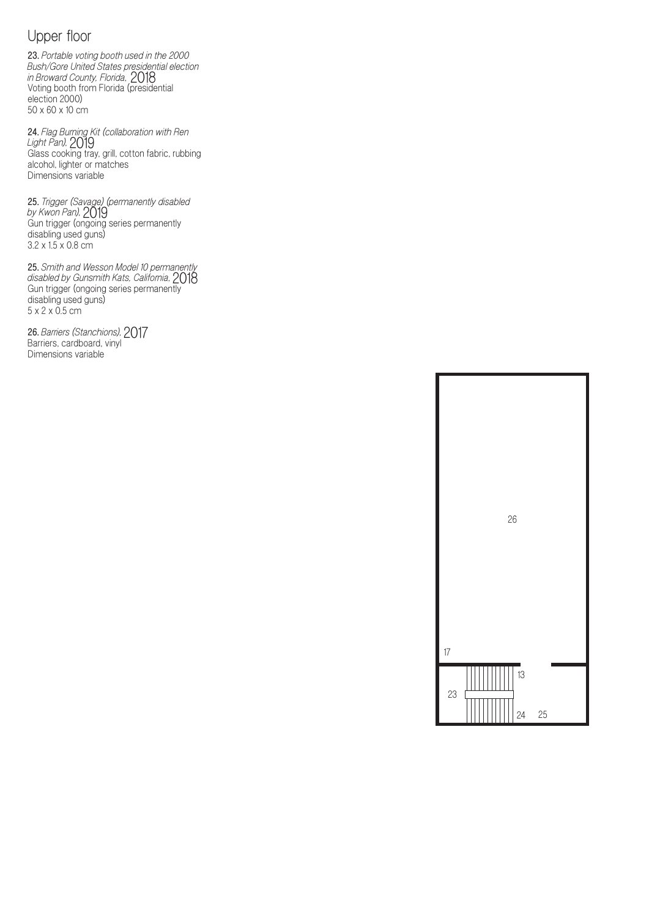# Upper floor

**23.** *Portable voting booth used in the 2000 Bush/Gore United States presidential election in Broward County, Florida*, 2018
Voting booth from Florida (presidential election 2000)
50 x 60 x 10 cm

**24.** *Flag Burning Kit (collaboration with Ren Light Pan)*, 2019
Glass cooking tray, grill, cotton fabric, rubbing alcohol, lighter or matches
Dimensions variable

**25.** *Trigger (Savage) (permanently disabled by Kwon Pan)*, 2019
Gun trigger (ongoing series permanently disabling used guns)
3.2 x 1.5 x 0.8 cm

**25.** *Smith and Wesson Model 10 permanently disabled by Gunsmith Kats, California*, 2018
Gun trigger (ongoing series permanently disabling used guns)
5 x 2 x 0.5 cm

**26.** *Barriers (Stanchions)*, 2017
Barriers, cardboard, vinyl
Dimensions variable

26

17

13

23

24 25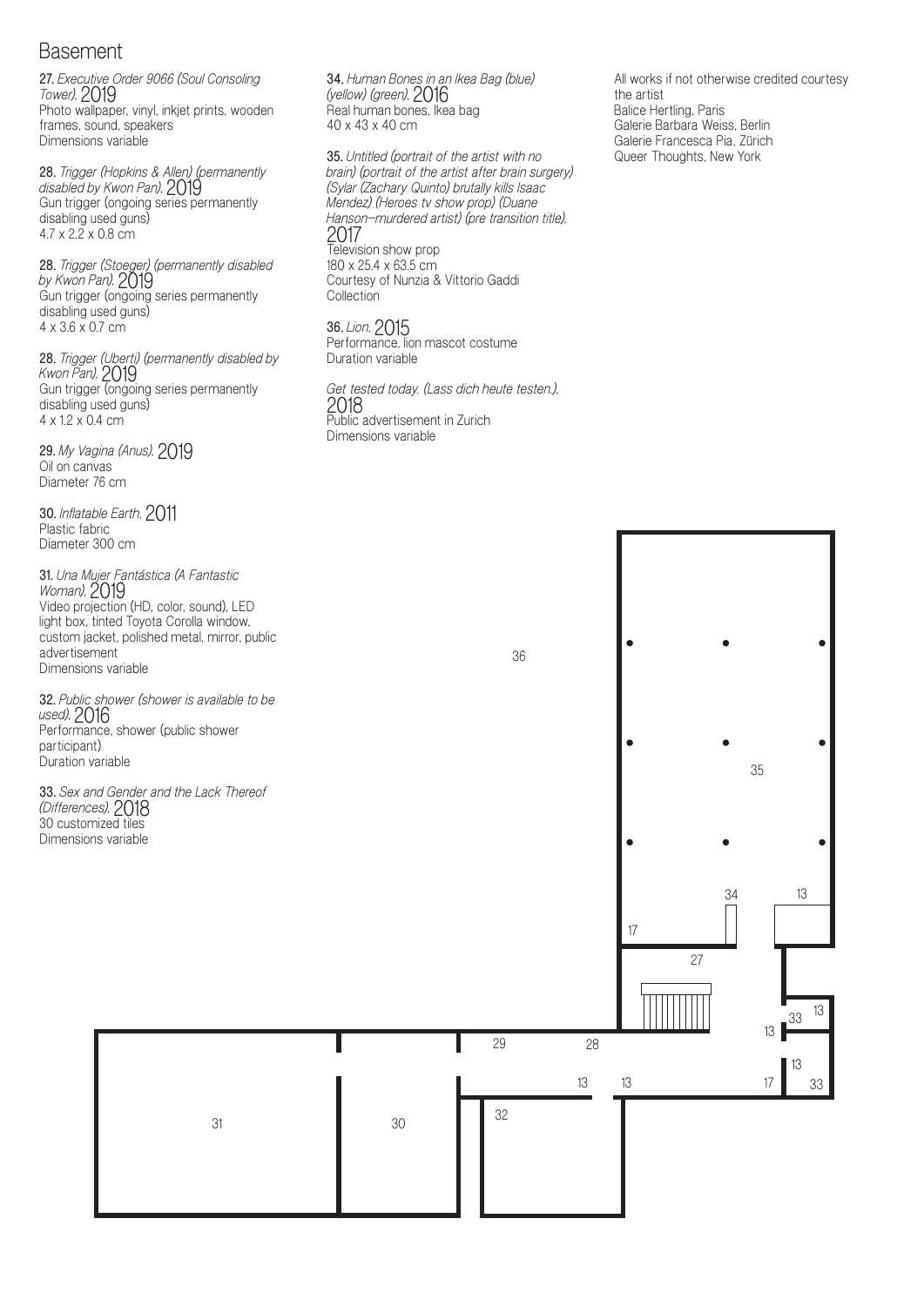# Basement

**27.** *Executive Order 9066 (Soul Consoling Tower)*, 2019
Photo wallpaper, vinyl, inkjet prints, wooden frames, sound, speakers
Dimensions variable

**28.** *Trigger (Hopkins & Allen) (permanently disabled by Kwon Pan)*, 2019
Gun trigger (ongoing series permanently disabling used guns)
4.7 x 2.2 x 0.8 cm

**28.** *Trigger (Stoeger) (permanently disabled by Kwon Pan)*, 2019
Gun trigger (ongoing series permanently disabling used guns)
4 x 3.6 x 0.7 cm

**28.** *Trigger (Uberti) (permanently disabled by Kwon Pan)*, 2019
Gun trigger (ongoing series permanently disabling used guns)
4 x 1.2 x 0.4 cm

**29.** *My Vagina (Anus)*, 2019
Oil on canvas
Diameter 76 cm

**30.** *Inflatable Earth*, 2011
Plastic fabric
Diameter 300 cm

**31.** *Una Mujer Fantástica (A Fantastic Woman)*, 2019
Video projection (HD, color, sound), LED light box, tinted Toyota Corolla window, custom jacket, polished metal, mirror, public advertisement
Dimensions variable

**32.** *Public shower (shower is available to be used)*, 2016
Performance, shower (public shower participant)
Duration variable

**33.** *Sex and Gender and the Lack Thereof (Differences)*, 2018
30 customized tiles
Dimensions variable

**34.** *Human Bones in an Ikea Bag (blue) (yellow) (green)*, 2016
Real human bones, Ikea bag
40 x 43 x 40 cm

**35.** *Untitled (portrait of the artist with no brain) (portrait of the artist after brain surgery) (Sylar (Zachary Quinto) brutally kills Isaac Mendez) (Heroes tv show prop) (Duane Hanson—murdered artist) (pre transition title)*, 2017
Television show prop
180 x 25.4 x 63.5 cm
Courtesy of Nunzia & Vittorio Gaddi Collection

**36.** *Lion*, 2015
Performance, lion mascot costume
Duration variable

*Get tested today. (Lass dich heute testen.)*, 2018
Public advertisement in Zurich
Dimensions variable

All works if not otherwise credited courtesy the artist
Balice Hertling, Paris
Galerie Barbara Weiss, Berlin
Galerie Francesca Pia, Zürich
Queer Thoughts, New York

36
35
34
13
17
27
13
33
13
29
28
13
13
17
33
13
31
30
32